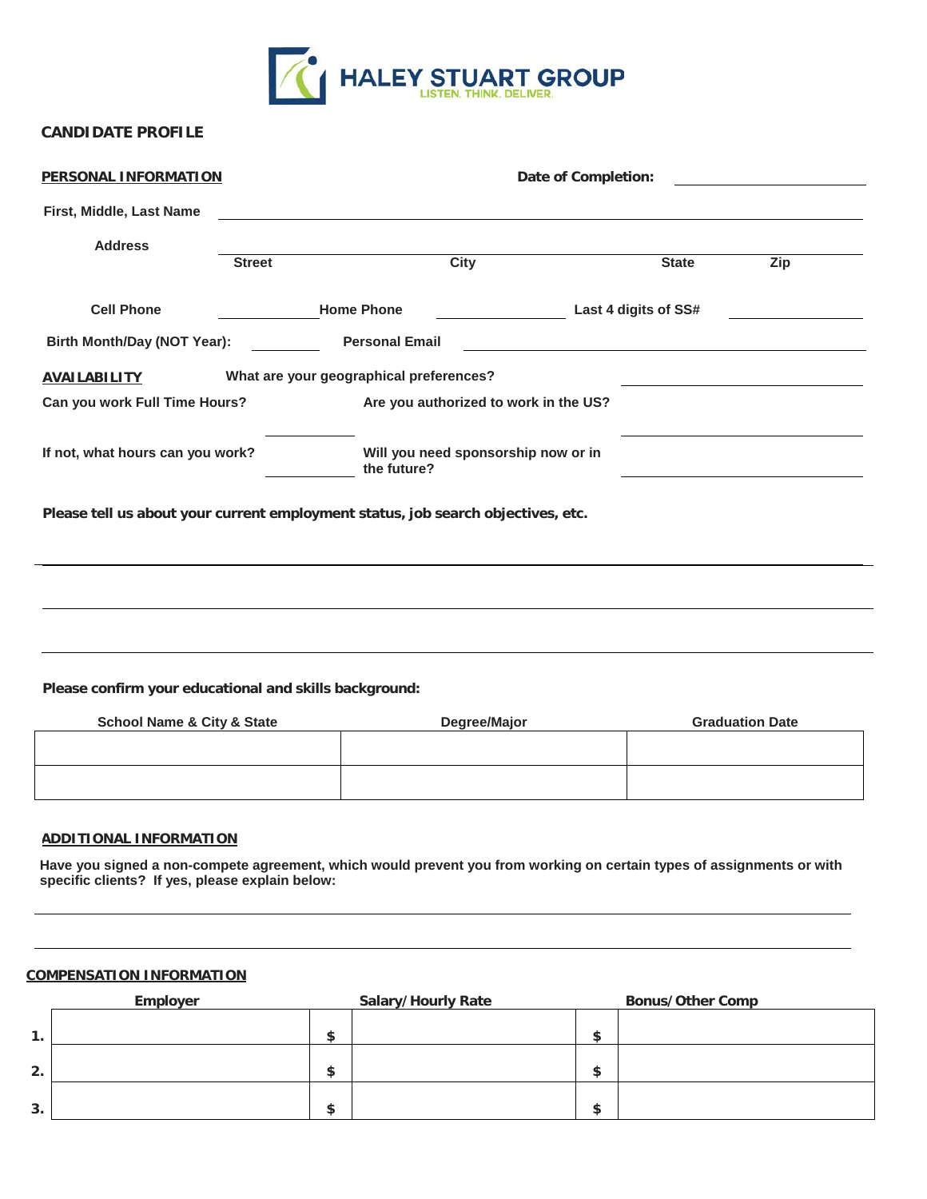**HALEY STUART GROUP**
LISTEN. THINK. DELIVER.

## CANDIDATE PROFILE

**PERSONAL INFORMATION** | **Date of Completion:** ____________________

**First, Middle, Last Name** ________________________________________________

**Address** ________________________________________________
**Street** | **City** | **State** | **Zip**

**Cell Phone** ____________ **Home Phone** ____________ **Last 4 digits of SS#** ____________

**Birth Month/Day (NOT Year):** ________ **Personal Email** ____________________

**AVAILABILITY** | **What are your geographical preferences?** ____________________

**Can you work Full Time Hours?** ____________ **Are you authorized to work in the US?** ____________________

**If not, what hours can you work?** ____________ **Will you need sponsorship now or in the future?** ____________________

**Please tell us about your current employment status, job search objectives, etc.**

________________________________________________

________________________________________________

________________________________________________

**Please confirm your educational and skills background:**

| School Name & City & State | Degree/Major | Graduation Date |
|---|---|---|
| | | |
| | | |

**ADDITIONAL INFORMATION**

**Have you signed a non-compete agreement, which would prevent you from working on certain types of assignments or with specific clients? If yes, please explain below:**

________________________________________________

________________________________________________

**COMPENSATION INFORMATION**

| | Employer | Salary/Hourly Rate | Bonus/Other Comp |
|---|---|---|---|
| **1.** | | **$** | **$** |
| **2.** | | **$** | **$** |
| **3.** | | **$** | **$** |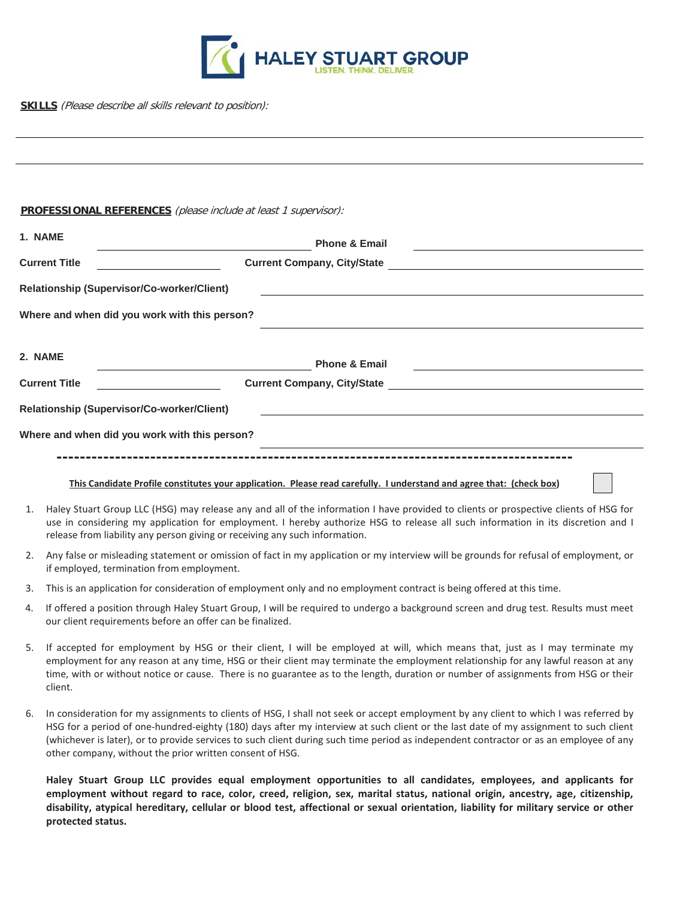HALEY STUART GROUP

LISTEN. THINK. DELIVER.

**SKILLS** *(Please describe all skills relevant to position):*

**PROFESSIONAL REFERENCES** *(please include at least 1 supervisor):*

**1. NAME** \_\_\_\_\_\_\_\_\_\_ **Phone & Email** \_\_\_\_\_\_\_\_\_\_

**Current Title** \_\_\_\_\_\_\_\_\_\_ **Current Company, City/State** \_\_\_\_\_\_\_\_\_\_

**Relationship (Supervisor/Co-worker/Client)** \_\_\_\_\_\_\_\_\_\_

**Where and when did you work with this person?** \_\_\_\_\_\_\_\_\_\_

**2. NAME** \_\_\_\_\_\_\_\_\_\_ **Phone & Email** \_\_\_\_\_\_\_\_\_\_

**Current Title** \_\_\_\_\_\_\_\_\_\_ **Current Company, City/State** \_\_\_\_\_\_\_\_\_\_

**Relationship (Supervisor/Co-worker/Client)** \_\_\_\_\_\_\_\_\_\_

**Where and when did you work with this person?** \_\_\_\_\_\_\_\_\_\_

---

**This Candidate Profile constitutes your application. Please read carefully. I understand and agree that: (check box)** ☐

1. Haley Stuart Group LLC (HSG) may release any and all of the information I have provided to clients or prospective clients of HSG for use in considering my application for employment. I hereby authorize HSG to release all such information in its discretion and I release from liability any person giving or receiving any such information.
2. Any false or misleading statement or omission of fact in my application or my interview will be grounds for refusal of employment, or if employed, termination from employment.
3. This is an application for consideration of employment only and no employment contract is being offered at this time.
4. If offered a position through Haley Stuart Group, I will be required to undergo a background screen and drug test. Results must meet our client requirements before an offer can be finalized.
5. If accepted for employment by HSG or their client, I will be employed at will, which means that, just as I may terminate my employment for any reason at any time, HSG or their client may terminate the employment relationship for any lawful reason at any time, with or without notice or cause. There is no guarantee as to the length, duration or number of assignments from HSG or their client.
6. In consideration for my assignments to clients of HSG, I shall not seek or accept employment by any client to which I was referred by HSG for a period of one-hundred-eighty (180) days after my interview at such client or the last date of my assignment to such client (whichever is later), or to provide services to such client during such time period as independent contractor or as an employee of any other company, without the prior written consent of HSG.

**Haley Stuart Group LLC provides equal employment opportunities to all candidates, employees, and applicants for employment without regard to race, color, creed, religion, sex, marital status, national origin, ancestry, age, citizenship, disability, atypical hereditary, cellular or blood test, affectional or sexual orientation, liability for military service or other protected status.**